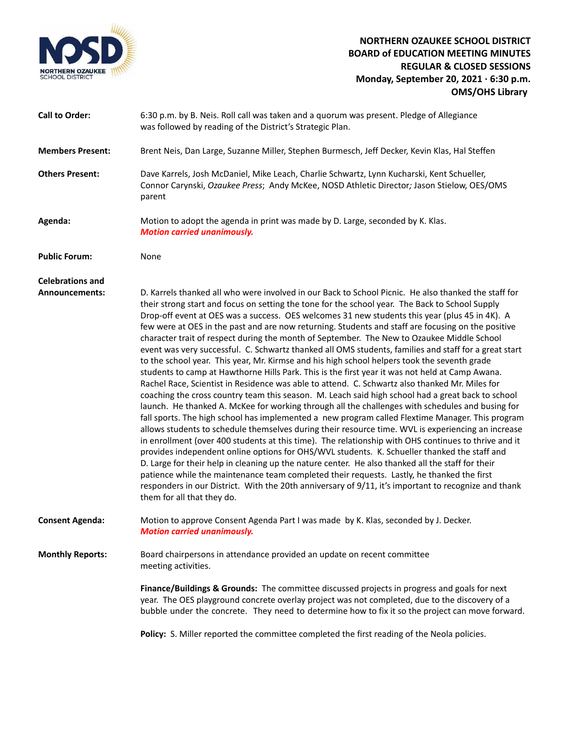# NORTHERN OZAUKEE SCHOOL DISTRICT
## BOARD of EDUCATION MEETING MINUTES
## REGULAR & CLOSED SESSIONS
**Monday, September 20, 2021 · 6:30 p.m.**
**OMS/OHS Library**

**Call to Order:** 6:30 p.m. by B. Neis. Roll call was taken and a quorum was present. Pledge of Allegiance was followed by reading of the District's Strategic Plan.

**Members Present:** Brent Neis, Dan Large, Suzanne Miller, Stephen Burmesch, Jeff Decker, Kevin Klas, Hal Steffen

**Others Present:** Dave Karrels, Josh McDaniel, Mike Leach, Charlie Schwartz, Lynn Kucharski, Kent Schueller, Connor Carynski, *Ozaukee Press*; Andy McKee, NOSD Athletic Director*;* Jason Stielow, OES/OMS parent

**Agenda:** Motion to adopt the agenda in print was made by D. Large, seconded by K. Klas. ***Motion carried unanimously.***

**Public Forum:** None

**Celebrations and Announcements:** D. Karrels thanked all who were involved in our Back to School Picnic. He also thanked the staff for their strong start and focus on setting the tone for the school year. The Back to School Supply Drop-off event at OES was a success. OES welcomes 31 new students this year (plus 45 in 4K). A few were at OES in the past and are now returning. Students and staff are focusing on the positive character trait of respect during the month of September. The New to Ozaukee Middle School event was very successful. C. Schwartz thanked all OMS students, families and staff for a great start to the school year. This year, Mr. Kirmse and his high school helpers took the seventh grade students to camp at Hawthorne Hills Park. This is the first year it was not held at Camp Awana. Rachel Race, Scientist in Residence was able to attend. C. Schwartz also thanked Mr. Miles for coaching the cross country team this season. M. Leach said high school had a great back to school launch. He thanked A. McKee for working through all the challenges with schedules and busing for fall sports. The high school has implemented a new program called Flextime Manager. This program allows students to schedule themselves during their resource time. WVL is experiencing an increase in enrollment (over 400 students at this time). The relationship with OHS continues to thrive and it provides independent online options for OHS/WVL students. K. Schueller thanked the staff and D. Large for their help in cleaning up the nature center. He also thanked all the staff for their patience while the maintenance team completed their requests. Lastly, he thanked the first responders in our District. With the 20th anniversary of 9/11, it's important to recognize and thank them for all that they do.

**Consent Agenda:** Motion to approve Consent Agenda Part I was made by K. Klas, seconded by J. Decker. ***Motion carried unanimously.***

**Monthly Reports:** Board chairpersons in attendance provided an update on recent committee meeting activities.

**Finance/Buildings & Grounds:** The committee discussed projects in progress and goals for next year. The OES playground concrete overlay project was not completed, due to the discovery of a bubble under the concrete. They need to determine how to fix it so the project can move forward.

**Policy:** S. Miller reported the committee completed the first reading of the Neola policies.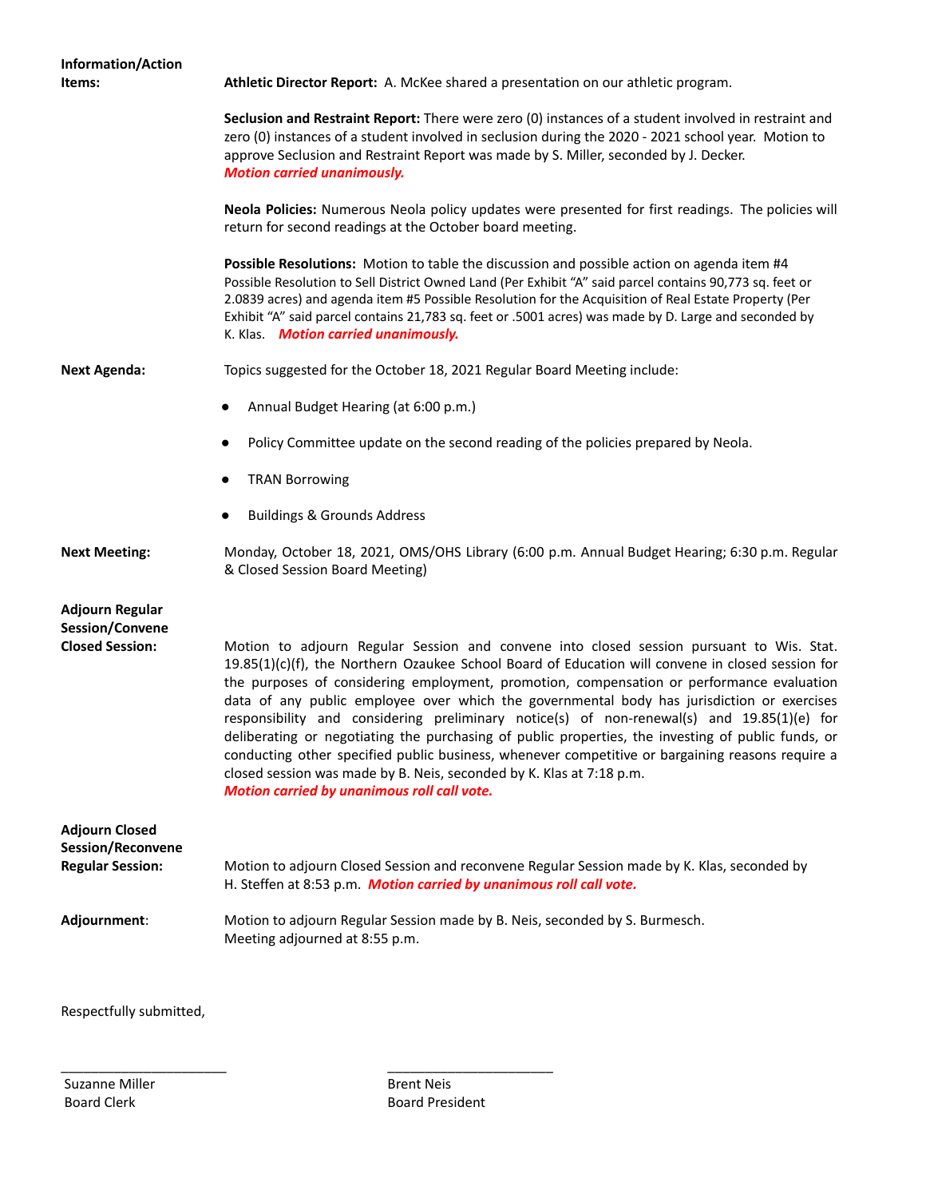**Information/Action Items:**

**Athletic Director Report:** A. McKee shared a presentation on our athletic program.

**Seclusion and Restraint Report:** There were zero (0) instances of a student involved in restraint and zero (0) instances of a student involved in seclusion during the 2020 - 2021 school year. Motion to approve Seclusion and Restraint Report was made by S. Miller, seconded by J. Decker. ***Motion carried unanimously.***

**Neola Policies:** Numerous Neola policy updates were presented for first readings. The policies will return for second readings at the October board meeting.

**Possible Resolutions:** Motion to table the discussion and possible action on agenda item #4 Possible Resolution to Sell District Owned Land (Per Exhibit "A" said parcel contains 90,773 sq. feet or 2.0839 acres) and agenda item #5 Possible Resolution for the Acquisition of Real Estate Property (Per Exhibit "A" said parcel contains 21,783 sq. feet or .5001 acres) was made by D. Large and seconded by K. Klas. ***Motion carried unanimously.***

**Next Agenda:** Topics suggested for the October 18, 2021 Regular Board Meeting include:

- Annual Budget Hearing (at 6:00 p.m.)
- Policy Committee update on the second reading of the policies prepared by Neola.
- TRAN Borrowing
- Buildings & Grounds Address

**Next Meeting:** Monday, October 18, 2021, OMS/OHS Library (6:00 p.m. Annual Budget Hearing; 6:30 p.m. Regular & Closed Session Board Meeting)

**Adjourn Regular Session/Convene Closed Session:** Motion to adjourn Regular Session and convene into closed session pursuant to Wis. Stat. 19.85(1)(c)(f), the Northern Ozaukee School Board of Education will convene in closed session for the purposes of considering employment, promotion, compensation or performance evaluation data of any public employee over which the governmental body has jurisdiction or exercises responsibility and considering preliminary notice(s) of non-renewal(s) and 19.85(1)(e) for deliberating or negotiating the purchasing of public properties, the investing of public funds, or conducting other specified public business, whenever competitive or bargaining reasons require a closed session was made by B. Neis, seconded by K. Klas at 7:18 p.m. ***Motion carried by unanimous roll call vote.***

**Adjourn Closed Session/Reconvene Regular Session:** Motion to adjourn Closed Session and reconvene Regular Session made by K. Klas, seconded by H. Steffen at 8:53 p.m. ***Motion carried by unanimous roll call vote.***

**Adjournment**: Motion to adjourn Regular Session made by B. Neis, seconded by S. Burmesch. Meeting adjourned at 8:55 p.m.

Respectfully submitted,

_______________________
Suzanne Miller
Board Clerk

_______________________
Brent Neis
Board President